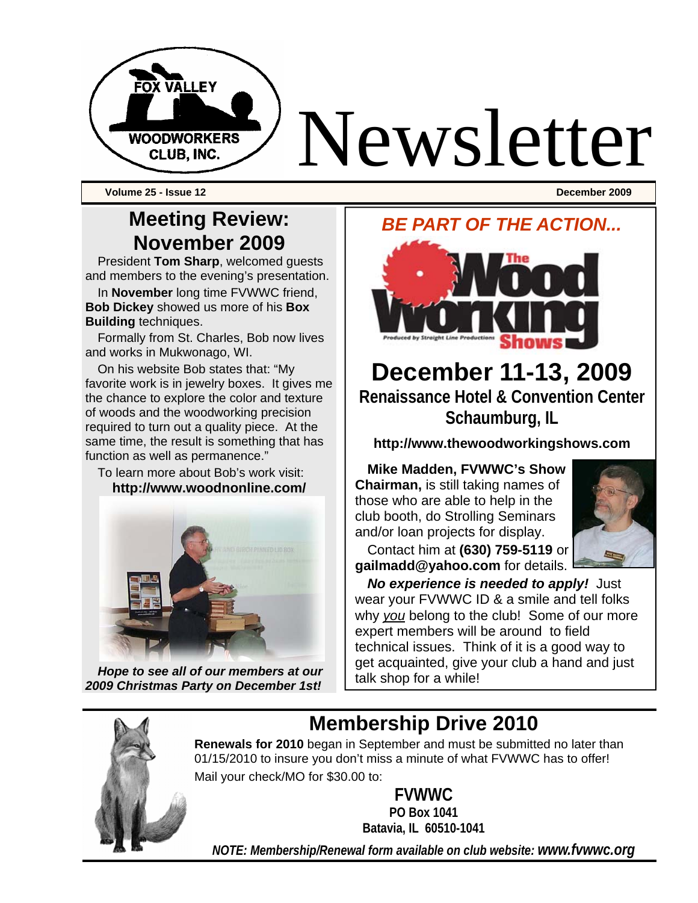# Newsletter

FOX VALLEY WOODWORKERS CLUB, INC.

**Volume 25 - Issue 12** **December 2009**

## Meeting Review: November 2009

President **Tom Sharp**, welcomed guests and members to the evening's presentation.

In **November** long time FVWWC friend, **Bob Dickey** showed us more of his **Box Building** techniques.

Formally from St. Charles, Bob now lives and works in Mukwonago, WI.

On his website Bob states that: "My favorite work is in jewelry boxes. It gives me the chance to explore the color and texture of woods and the woodworking precision required to turn out a quality piece. At the same time, the result is something that has function as well as permanence."

To learn more about Bob's work visit: **http://www.woodnonline.com/**

***Hope to see all of our members at our 2009 Christmas Party on December 1st!***

## *BE PART OF THE ACTION...*

The Wood Working Shows

Produced by Straight Line Productions

## December 11-13, 2009

**Renaissance Hotel & Convention Center**
**Schaumburg, IL**

**http://www.thewoodworkingshows.com**

**Mike Madden, FVWWC's Show Chairman,** is still taking names of those who are able to help in the club booth, do Strolling Seminars and/or loan projects for display.

Contact him at **(630) 759-5119** or **gailmadd@yahoo.com** for details.

***No experience is needed to apply!*** Just wear your FVWWC ID & a smile and tell folks why *you* belong to the club! Some of our more expert members will be around to field technical issues. Think of it is a good way to get acquainted, give your club a hand and just talk shop for a while!

## Membership Drive 2010

**Renewals for 2010** began in September and must be submitted no later than 01/15/2010 to insure you don't miss a minute of what FVWWC has to offer!

Mail your check/MO for $30.00 to:

**FVWWC**
**PO Box 1041**
**Batavia, IL 60510-1041**

***NOTE: Membership/Renewal form available on club website: www.fvwwc.org***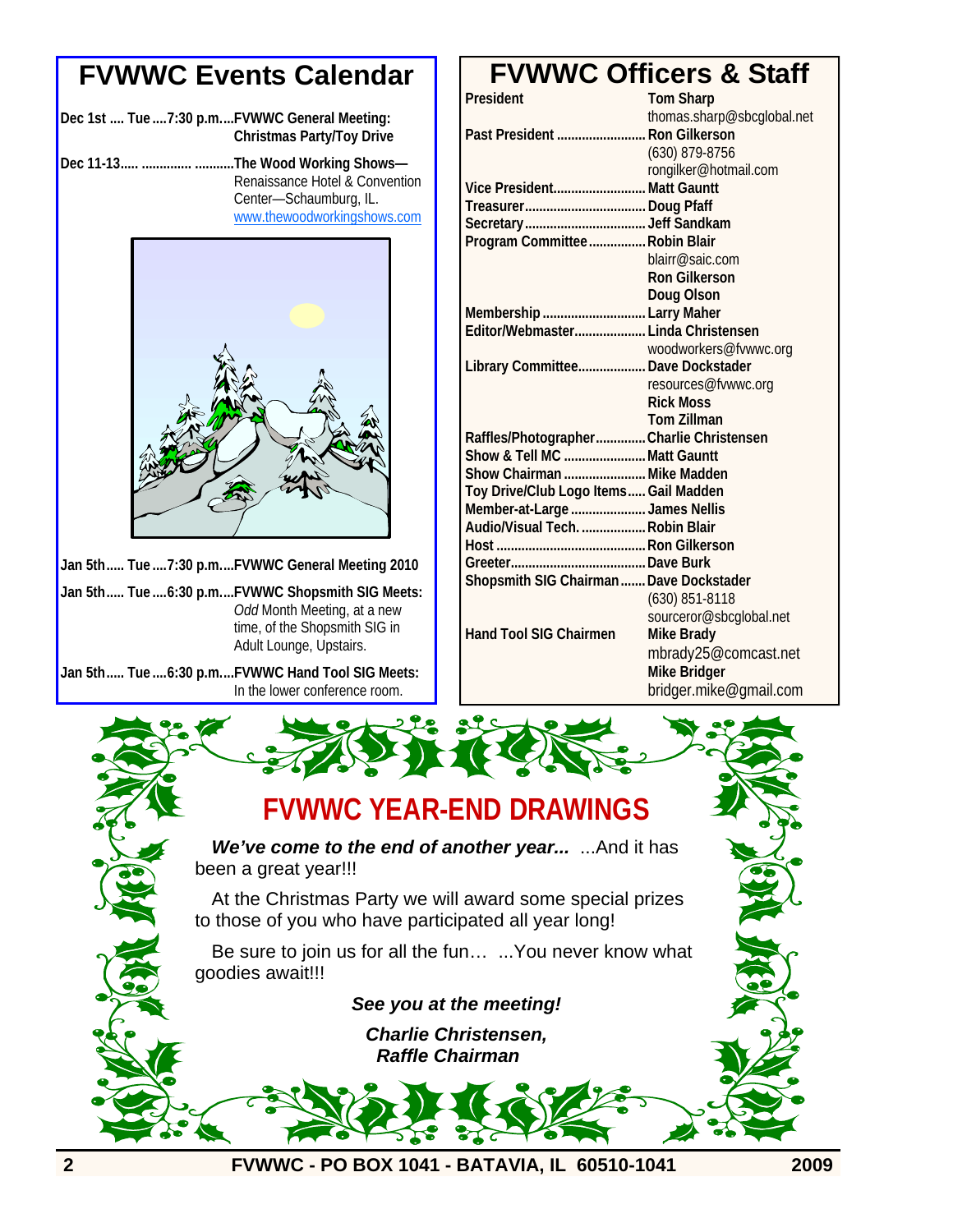## FVWWC Events Calendar

**Dec 1st .... Tue ....7:30 p.m....FVWWC General Meeting: Christmas Party/Toy Drive**

**Dec 11-13..... ............. ..........The Wood Working Shows—** Renaissance Hotel & Convention Center—Schaumburg, IL. www.thewoodworkingshows.com

**Jan 5th..... Tue ....7:30 p.m....FVWWC General Meeting 2010**

**Jan 5th..... Tue ....6:30 p.m....FVWWC Shopsmith SIG Meets:** *Odd* Month Meeting, at a new time, of the Shopsmith SIG in Adult Lounge, Upstairs.

**Jan 5th..... Tue ....6:30 p.m....FVWWC Hand Tool SIG Meets:** In the lower conference room.

## FVWWC Officers & Staff

| Position | Name |
|---|---|
| **President** | **Tom Sharp**<br>thomas.sharp@sbcglobal.net |
| **Past President** | **Ron Gilkerson**<br>(630) 879-8756<br>rongilker@hotmail.com |
| **Vice President** | **Matt Gauntt** |
| **Treasurer** | **Doug Pfaff** |
| **Secretary** | **Jeff Sandkam** |
| **Program Committee** | **Robin Blair**<br>blairr@saic.com<br>**Ron Gilkerson**<br>**Doug Olson** |
| **Membership** | **Larry Maher** |
| **Editor/Webmaster** | **Linda Christensen**<br>woodworkers@fvwwc.org |
| **Library Committee** | **Dave Dockstader**<br>resources@fvwwc.org<br>**Rick Moss**<br>**Tom Zillman** |
| **Raffles/Photographer** | **Charlie Christensen** |
| **Show & Tell MC** | **Matt Gauntt** |
| **Show Chairman** | **Mike Madden** |
| **Toy Drive/Club Logo Items** | **Gail Madden** |
| **Member-at-Large** | **James Nellis** |
| **Audio/Visual Tech.** | **Robin Blair** |
| **Host** | **Ron Gilkerson** |
| **Greeter** | **Dave Burk** |
| **Shopsmith SIG Chairman** | **Dave Dockstader**<br>(630) 851-8118<br>sourceror@sbcglobal.net |
| **Hand Tool SIG Chairmen** | **Mike Brady**<br>mbrady25@comcast.net<br>**Mike Bridger**<br>bridger.mike@gmail.com |

## FVWWC YEAR-END DRAWINGS

***We've come to the end of another year...*** ...And it has been a great year!!!

At the Christmas Party we will award some special prizes to those of you who have participated all year long!

Be sure to join us for all the fun… ...You never know what goodies await!!!

***See you at the meeting!***

***Charlie Christensen,***
***Raffle Chairman***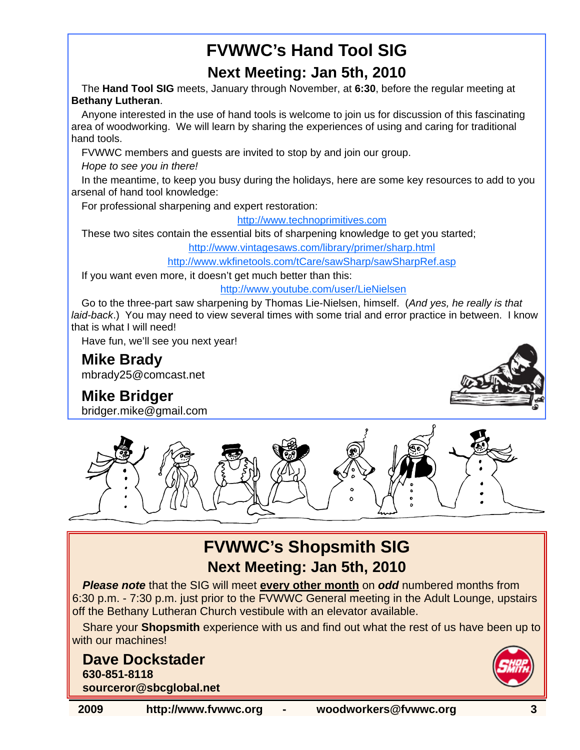# FVWWC's Hand Tool SIG

## Next Meeting: Jan 5th, 2010

The **Hand Tool SIG** meets, January through November, at **6:30**, before the regular meeting at **Bethany Lutheran**.

Anyone interested in the use of hand tools is welcome to join us for discussion of this fascinating area of woodworking. We will learn by sharing the experiences of using and caring for traditional hand tools.

FVWWC members and guests are invited to stop by and join our group.

*Hope to see you in there!*

In the meantime, to keep you busy during the holidays, here are some key resources to add to you arsenal of hand tool knowledge:

For professional sharpening and expert restoration:

http://www.technoprimitives.com

These two sites contain the essential bits of sharpening knowledge to get you started;

http://www.vintagesaws.com/library/primer/sharp.html

http://www.wkfinetools.com/tCare/sawSharp/sawSharpRef.asp

If you want even more, it doesn't get much better than this:

http://www.youtube.com/user/LieNielsen

Go to the three-part saw sharpening by Thomas Lie-Nielsen, himself. (*And yes, he really is that laid-back*.) You may need to view several times with some trial and error practice in between. I know that is what I will need!

Have fun, we'll see you next year!

**Mike Brady**
mbrady25@comcast.net

**Mike Bridger**
bridger.mike@gmail.com

# FVWWC's Shopsmith SIG

## Next Meeting: Jan 5th, 2010

***Please note*** that the SIG will meet **every other month** on ***odd*** numbered months from 6:30 p.m. - 7:30 p.m. just prior to the FVWWC General meeting in the Adult Lounge, upstairs off the Bethany Lutheran Church vestibule with an elevator available.

Share your **Shopsmith** experience with us and find out what the rest of us have been up to with our machines!

**Dave Dockstader**
**630-851-8118**
**sourceror@sbcglobal.net**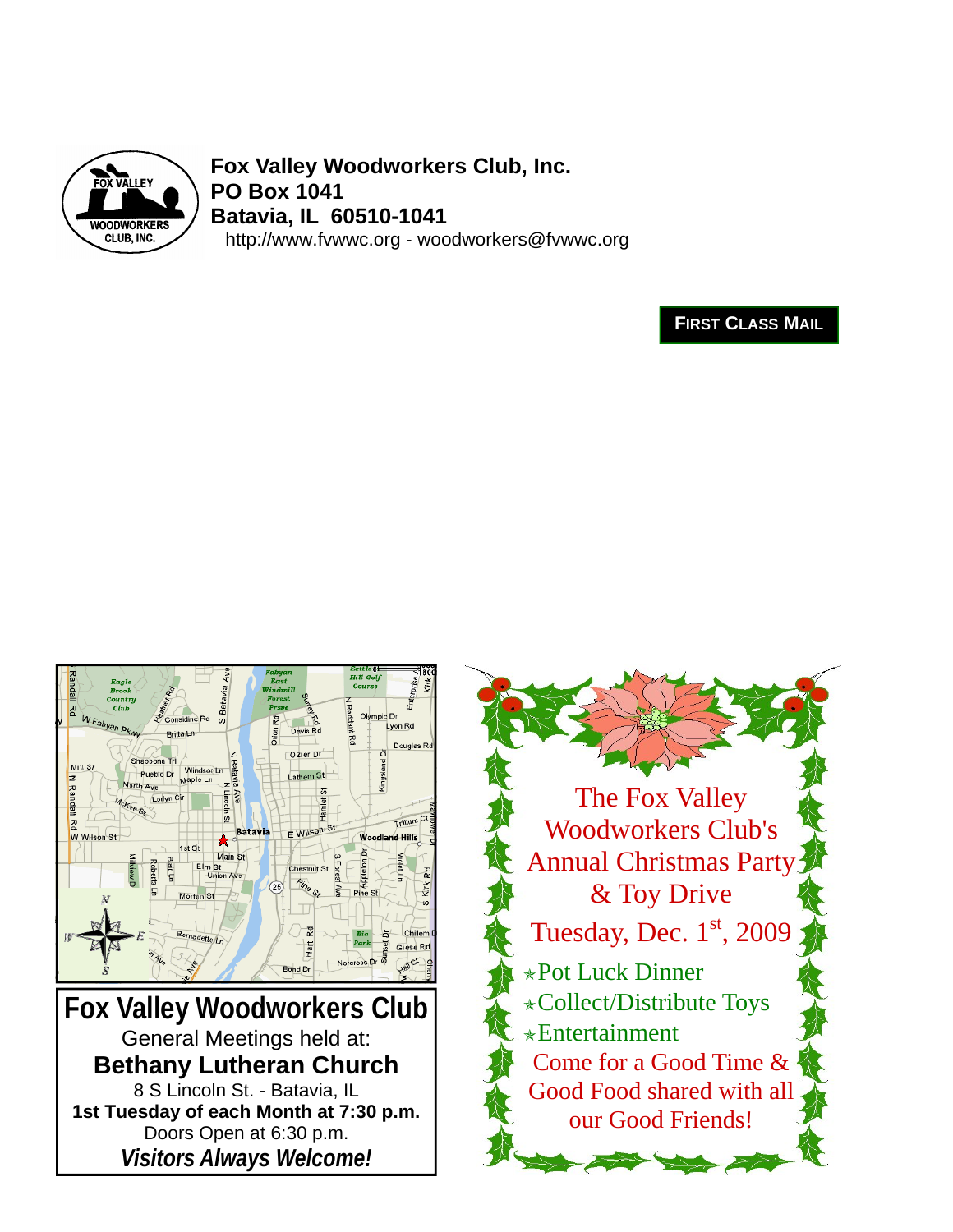**Fox Valley Woodworkers Club, Inc.**
**PO Box 1041**
**Batavia, IL 60510-1041**
http://www.fvwwc.org - woodworkers@fvwwc.org

**FIRST CLASS MAIL**

## Fox Valley Woodworkers Club

General Meetings held at:

**Bethany Lutheran Church**

8 S Lincoln St. - Batavia, IL

**1st Tuesday of each Month at 7:30 p.m.**

Doors Open at 6:30 p.m.

***Visitors Always Welcome!***

The Fox Valley Woodworkers Club's Annual Christmas Party & Toy Drive

Tuesday, Dec. 1st, 2009

- Pot Luck Dinner
- Collect/Distribute Toys
- Entertainment

Come for a Good Time & Good Food shared with all our Good Friends!